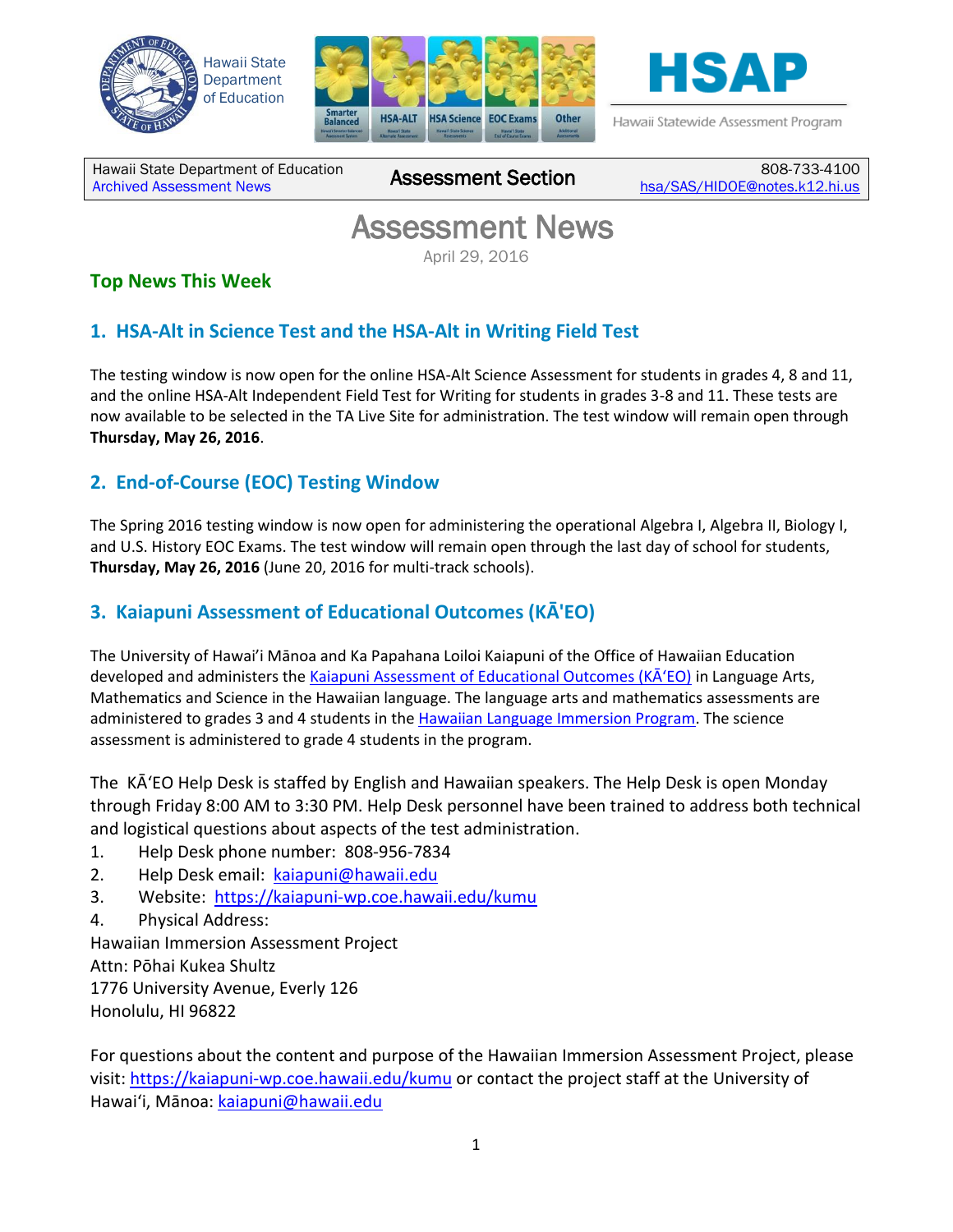Hawaii State Department of Education

HSAP

Hawaii Statewide Assessment Program

| Hawaii State Department of Education<br>Archived Assessment News | Assessment Section | 808-733-4100<br>hsa/SAS/HIDOE@notes.k12.hi.us |
|---|---|---|

# Assessment News

April 29, 2016

## Top News This Week

### 1. HSA-Alt in Science Test and the HSA-Alt in Writing Field Test

The testing window is now open for the online HSA-Alt Science Assessment for students in grades 4, 8 and 11, and the online HSA-Alt Independent Field Test for Writing for students in grades 3-8 and 11. These tests are now available to be selected in the TA Live Site for administration. The test window will remain open through **Thursday, May 26, 2016**.

### 2. End-of-Course (EOC) Testing Window

The Spring 2016 testing window is now open for administering the operational Algebra I, Algebra II, Biology I, and U.S. History EOC Exams. The test window will remain open through the last day of school for students, **Thursday, May 26, 2016** (June 20, 2016 for multi-track schools).

### 3. Kaiapuni Assessment of Educational Outcomes (KĀ'EO)

The University of Hawai'i Mānoa and Ka Papahana Loiloi Kaiapuni of the Office of Hawaiian Education developed and administers the Kaiapuni Assessment of Educational Outcomes (KĀʻEO) in Language Arts, Mathematics and Science in the Hawaiian language. The language arts and mathematics assessments are administered to grades 3 and 4 students in the Hawaiian Language Immersion Program. The science assessment is administered to grade 4 students in the program.

The KĀʻEO Help Desk is staffed by English and Hawaiian speakers. The Help Desk is open Monday through Friday 8:00 AM to 3:30 PM. Help Desk personnel have been trained to address both technical and logistical questions about aspects of the test administration.

1. Help Desk phone number: 808-956-7834
2. Help Desk email: kaiapuni@hawaii.edu
3. Website: https://kaiapuni-wp.coe.hawaii.edu/kumu
4. Physical Address:

Hawaiian Immersion Assessment Project
Attn: Pōhai Kukea Shultz
1776 University Avenue, Everly 126
Honolulu, HI 96822

For questions about the content and purpose of the Hawaiian Immersion Assessment Project, please visit: https://kaiapuni-wp.coe.hawaii.edu/kumu or contact the project staff at the University of Hawaiʻi, Mānoa: kaiapuni@hawaii.edu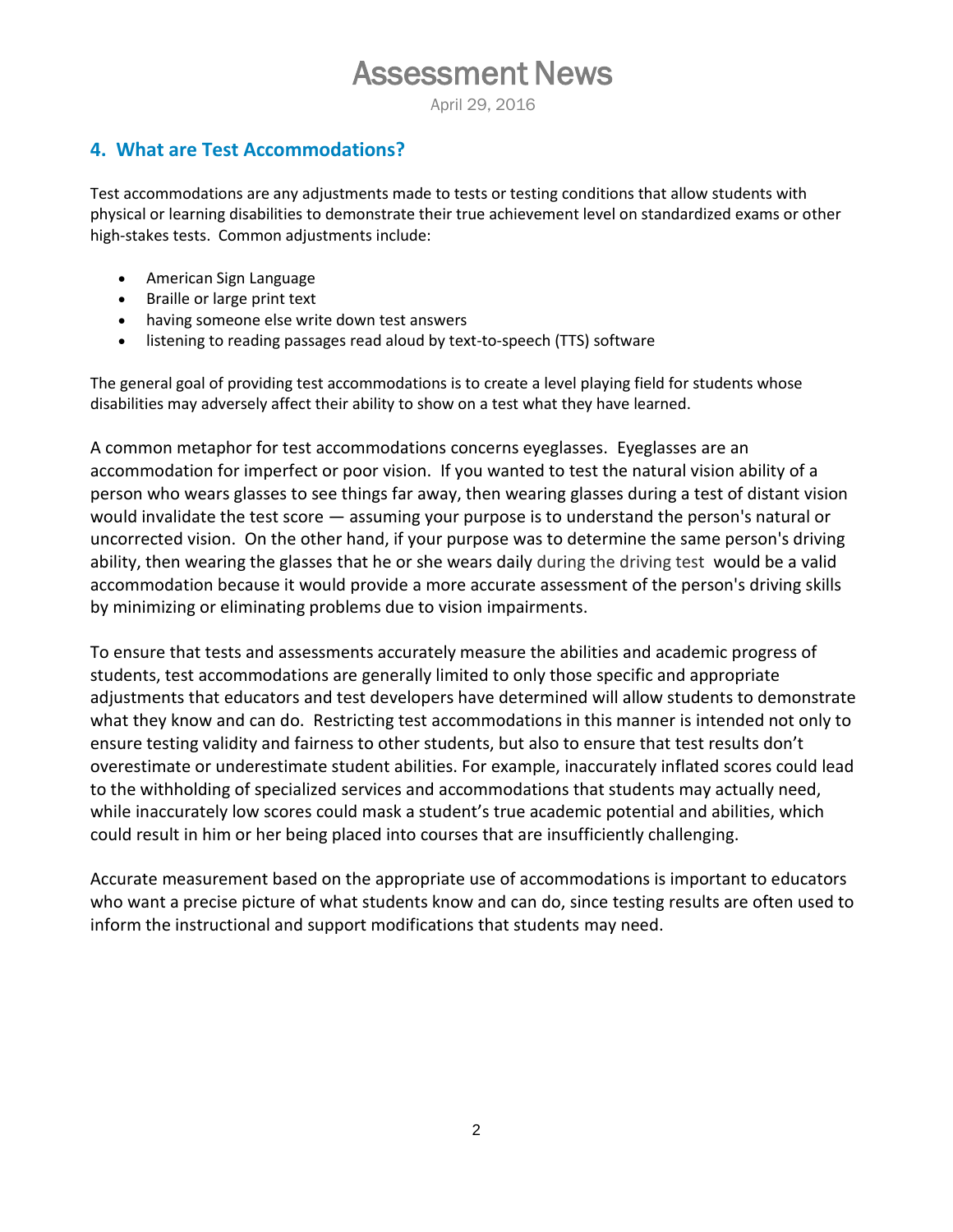## 4. What are Test Accommodations?

Test accommodations are any adjustments made to tests or testing conditions that allow students with physical or learning disabilities to demonstrate their true achievement level on standardized exams or other high-stakes tests. Common adjustments include:

- American Sign Language
- Braille or large print text
- having someone else write down test answers
- listening to reading passages read aloud by text-to-speech (TTS) software

The general goal of providing test accommodations is to create a level playing field for students whose disabilities may adversely affect their ability to show on a test what they have learned.

A common metaphor for test accommodations concerns eyeglasses. Eyeglasses are an accommodation for imperfect or poor vision. If you wanted to test the natural vision ability of a person who wears glasses to see things far away, then wearing glasses during a test of distant vision would invalidate the test score — assuming your purpose is to understand the person's natural or uncorrected vision. On the other hand, if your purpose was to determine the same person's driving ability, then wearing the glasses that he or she wears daily during the driving test would be a valid accommodation because it would provide a more accurate assessment of the person's driving skills by minimizing or eliminating problems due to vision impairments.

To ensure that tests and assessments accurately measure the abilities and academic progress of students, test accommodations are generally limited to only those specific and appropriate adjustments that educators and test developers have determined will allow students to demonstrate what they know and can do. Restricting test accommodations in this manner is intended not only to ensure testing validity and fairness to other students, but also to ensure that test results don't overestimate or underestimate student abilities. For example, inaccurately inflated scores could lead to the withholding of specialized services and accommodations that students may actually need, while inaccurately low scores could mask a student's true academic potential and abilities, which could result in him or her being placed into courses that are insufficiently challenging.

Accurate measurement based on the appropriate use of accommodations is important to educators who want a precise picture of what students know and can do, since testing results are often used to inform the instructional and support modifications that students may need.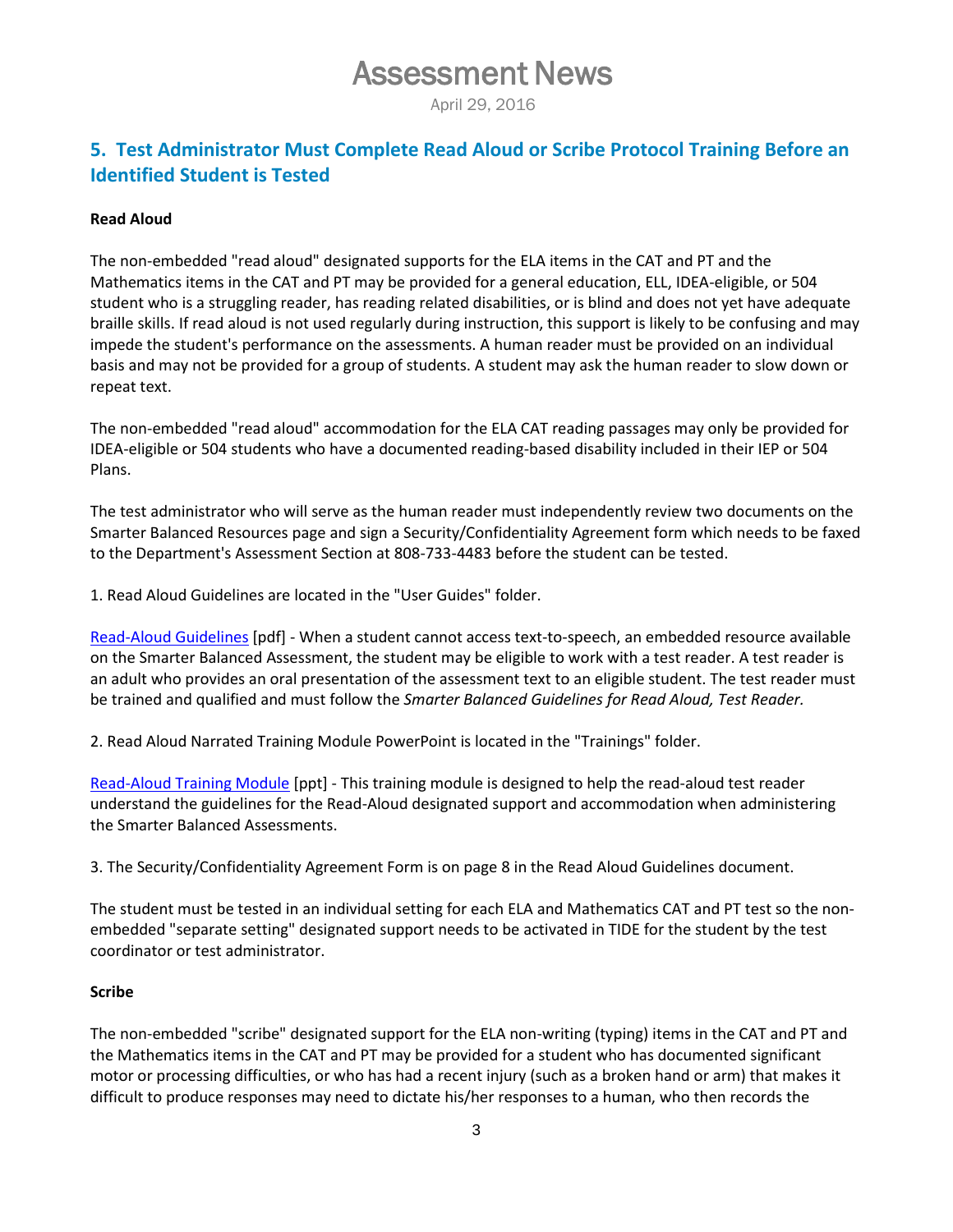## 5. Test Administrator Must Complete Read Aloud or Scribe Protocol Training Before an Identified Student is Tested

**Read Aloud**

The non-embedded "read aloud" designated supports for the ELA items in the CAT and PT and the Mathematics items in the CAT and PT may be provided for a general education, ELL, IDEA-eligible, or 504 student who is a struggling reader, has reading related disabilities, or is blind and does not yet have adequate braille skills. If read aloud is not used regularly during instruction, this support is likely to be confusing and may impede the student's performance on the assessments. A human reader must be provided on an individual basis and may not be provided for a group of students. A student may ask the human reader to slow down or repeat text.

The non-embedded "read aloud" accommodation for the ELA CAT reading passages may only be provided for IDEA-eligible or 504 students who have a documented reading-based disability included in their IEP or 504 Plans.

The test administrator who will serve as the human reader must independently review two documents on the Smarter Balanced Resources page and sign a Security/Confidentiality Agreement form which needs to be faxed to the Department's Assessment Section at 808-733-4483 before the student can be tested.

1. Read Aloud Guidelines are located in the "User Guides" folder.

Read-Aloud Guidelines [pdf] - When a student cannot access text-to-speech, an embedded resource available on the Smarter Balanced Assessment, the student may be eligible to work with a test reader. A test reader is an adult who provides an oral presentation of the assessment text to an eligible student. The test reader must be trained and qualified and must follow the *Smarter Balanced Guidelines for Read Aloud, Test Reader.*

2. Read Aloud Narrated Training Module PowerPoint is located in the "Trainings" folder.

Read-Aloud Training Module [ppt] - This training module is designed to help the read-aloud test reader understand the guidelines for the Read-Aloud designated support and accommodation when administering the Smarter Balanced Assessments.

3. The Security/Confidentiality Agreement Form is on page 8 in the Read Aloud Guidelines document.

The student must be tested in an individual setting for each ELA and Mathematics CAT and PT test so the non-embedded "separate setting" designated support needs to be activated in TIDE for the student by the test coordinator or test administrator.

**Scribe**

The non-embedded "scribe" designated support for the ELA non-writing (typing) items in the CAT and PT and the Mathematics items in the CAT and PT may be provided for a student who has documented significant motor or processing difficulties, or who has had a recent injury (such as a broken hand or arm) that makes it difficult to produce responses may need to dictate his/her responses to a human, who then records the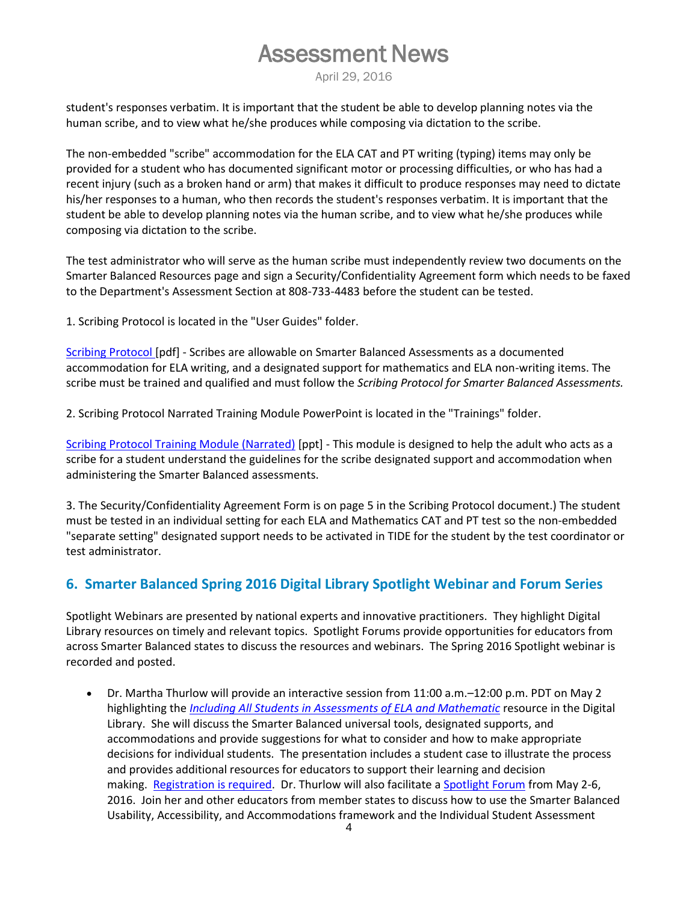student's responses verbatim. It is important that the student be able to develop planning notes via the human scribe, and to view what he/she produces while composing via dictation to the scribe.

The non-embedded "scribe" accommodation for the ELA CAT and PT writing (typing) items may only be provided for a student who has documented significant motor or processing difficulties, or who has had a recent injury (such as a broken hand or arm) that makes it difficult to produce responses may need to dictate his/her responses to a human, who then records the student's responses verbatim. It is important that the student be able to develop planning notes via the human scribe, and to view what he/she produces while composing via dictation to the scribe.

The test administrator who will serve as the human scribe must independently review two documents on the Smarter Balanced Resources page and sign a Security/Confidentiality Agreement form which needs to be faxed to the Department's Assessment Section at 808-733-4483 before the student can be tested.

1. Scribing Protocol is located in the "User Guides" folder.

Scribing Protocol [pdf] - Scribes are allowable on Smarter Balanced Assessments as a documented accommodation for ELA writing, and a designated support for mathematics and ELA non-writing items. The scribe must be trained and qualified and must follow the *Scribing Protocol for Smarter Balanced Assessments.*

2. Scribing Protocol Narrated Training Module PowerPoint is located in the "Trainings" folder.

Scribing Protocol Training Module (Narrated) [ppt] - This module is designed to help the adult who acts as a scribe for a student understand the guidelines for the scribe designated support and accommodation when administering the Smarter Balanced assessments.

3. The Security/Confidentiality Agreement Form is on page 5 in the Scribing Protocol document.) The student must be tested in an individual setting for each ELA and Mathematics CAT and PT test so the non-embedded "separate setting" designated support needs to be activated in TIDE for the student by the test coordinator or test administrator.

## 6. Smarter Balanced Spring 2016 Digital Library Spotlight Webinar and Forum Series

Spotlight Webinars are presented by national experts and innovative practitioners. They highlight Digital Library resources on timely and relevant topics. Spotlight Forums provide opportunities for educators from across Smarter Balanced states to discuss the resources and webinars. The Spring 2016 Spotlight webinar is recorded and posted.

- Dr. Martha Thurlow will provide an interactive session from 11:00 a.m.–12:00 p.m. PDT on May 2 highlighting the *Including All Students in Assessments of ELA and Mathematic* resource in the Digital Library. She will discuss the Smarter Balanced universal tools, designated supports, and accommodations and provide suggestions for what to consider and how to make appropriate decisions for individual students. The presentation includes a student case to illustrate the process and provides additional resources for educators to support their learning and decision making. Registration is required. Dr. Thurlow will also facilitate a Spotlight Forum from May 2-6, 2016. Join her and other educators from member states to discuss how to use the Smarter Balanced Usability, Accessibility, and Accommodations framework and the Individual Student Assessment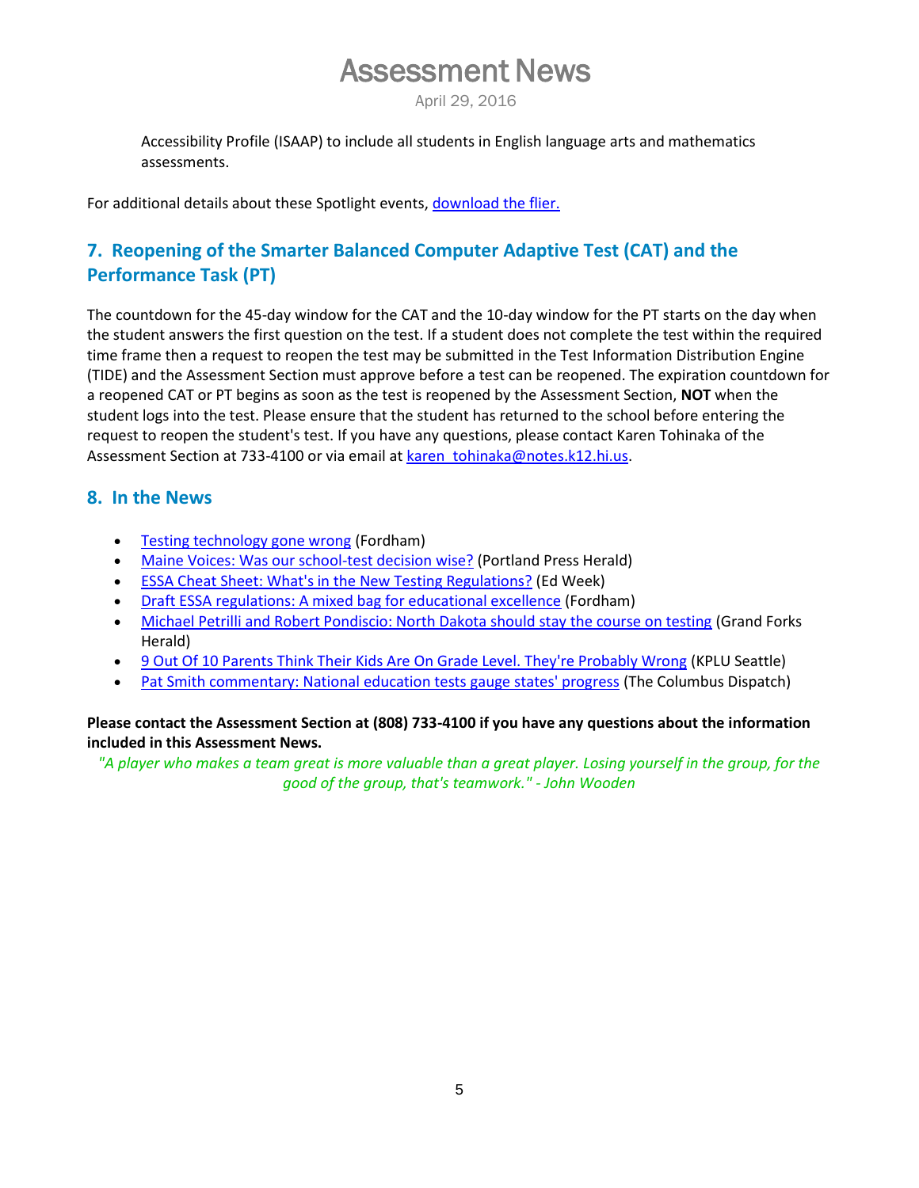Accessibility Profile (ISAAP) to include all students in English language arts and mathematics assessments.

For additional details about these Spotlight events, download the flier.

## 7. Reopening of the Smarter Balanced Computer Adaptive Test (CAT) and the Performance Task (PT)

The countdown for the 45-day window for the CAT and the 10-day window for the PT starts on the day when the student answers the first question on the test. If a student does not complete the test within the required time frame then a request to reopen the test may be submitted in the Test Information Distribution Engine (TIDE) and the Assessment Section must approve before a test can be reopened. The expiration countdown for a reopened CAT or PT begins as soon as the test is reopened by the Assessment Section, **NOT** when the student logs into the test. Please ensure that the student has returned to the school before entering the request to reopen the student's test. If you have any questions, please contact Karen Tohinaka of the Assessment Section at 733-4100 or via email at karen_tohinaka@notes.k12.hi.us.

## 8. In the News

- Testing technology gone wrong (Fordham)
- Maine Voices: Was our school-test decision wise? (Portland Press Herald)
- ESSA Cheat Sheet: What's in the New Testing Regulations? (Ed Week)
- Draft ESSA regulations: A mixed bag for educational excellence (Fordham)
- Michael Petrilli and Robert Pondiscio: North Dakota should stay the course on testing (Grand Forks Herald)
- 9 Out Of 10 Parents Think Their Kids Are On Grade Level. They're Probably Wrong (KPLU Seattle)
- Pat Smith commentary: National education tests gauge states' progress (The Columbus Dispatch)

**Please contact the Assessment Section at (808) 733-4100 if you have any questions about the information included in this Assessment News.**

*"A player who makes a team great is more valuable than a great player. Losing yourself in the group, for the good of the group, that's teamwork." - John Wooden*